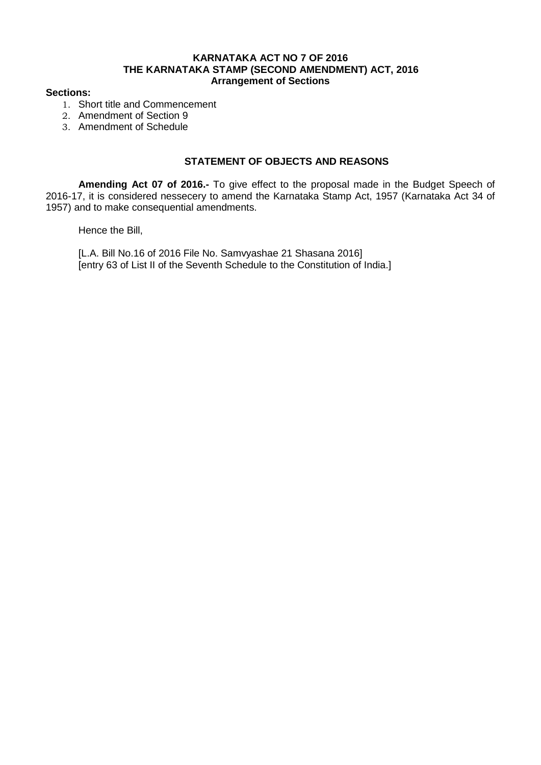# KARNATAKA ACT NO 7 OF 2016
# THE KARNATAKA STAMP (SECOND AMENDMENT) ACT, 2016
## Arrangement of Sections

**Sections:**

1. Short title and Commencement
2. Amendment of Section 9
3. Amendment of Schedule

## STATEMENT OF OBJECTS AND REASONS

**Amending Act 07 of 2016.-** To give effect to the proposal made in the Budget Speech of 2016-17, it is considered nessecery to amend the Karnataka Stamp Act, 1957 (Karnataka Act 34 of 1957) and to make consequential amendments.

Hence the Bill,

[L.A. Bill No.16 of 2016 File No. Samvyashae 21 Shasana 2016]
[entry 63 of List II of the Seventh Schedule to the Constitution of India.]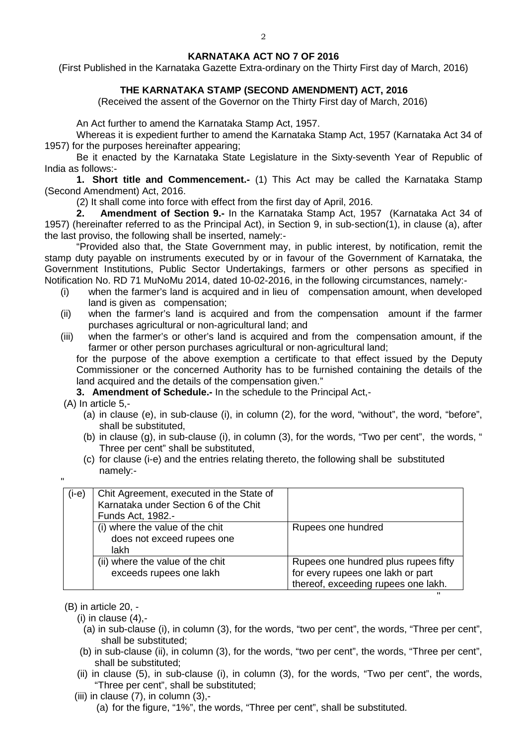**KARNATAKA ACT NO 7 OF 2016**

(First Published in the Karnataka Gazette Extra-ordinary on the Thirty First day of March, 2016)

**THE KARNATAKA STAMP (SECOND AMENDMENT) ACT, 2016**

(Received the assent of the Governor on the Thirty First day of March, 2016)

An Act further to amend the Karnataka Stamp Act, 1957.

Whereas it is expedient further to amend the Karnataka Stamp Act, 1957 (Karnataka Act 34 of 1957) for the purposes hereinafter appearing;

Be it enacted by the Karnataka State Legislature in the Sixty-seventh Year of Republic of India as follows:-

**1. Short title and Commencement.-** (1) This Act may be called the Karnataka Stamp (Second Amendment) Act, 2016.

(2) It shall come into force with effect from the first day of April, 2016.

**2. Amendment of Section 9.-** In the Karnataka Stamp Act, 1957 (Karnataka Act 34 of 1957) (hereinafter referred to as the Principal Act), in Section 9, in sub-section(1), in clause (a), after the last proviso, the following shall be inserted, namely:-

"Provided also that, the State Government may, in public interest, by notification, remit the stamp duty payable on instruments executed by or in favour of the Government of Karnataka, the Government Institutions, Public Sector Undertakings, farmers or other persons as specified in Notification No. RD 71 MuNoMu 2014, dated 10-02-2016, in the following circumstances, namely:-

(i) when the farmer's land is acquired and in lieu of compensation amount, when developed land is given as compensation;

(ii) when the farmer's land is acquired and from the compensation amount if the farmer purchases agricultural or non-agricultural land; and

(iii) when the farmer's or other's land is acquired and from the compensation amount, if the farmer or other person purchases agricultural or non-agricultural land;

for the purpose of the above exemption a certificate to that effect issued by the Deputy Commissioner or the concerned Authority has to be furnished containing the details of the land acquired and the details of the compensation given."

**3. Amendment of Schedule.-** In the schedule to the Principal Act,-

(A) In article 5,-

(a) in clause (e), in sub-clause (i), in column (2), for the word, "without", the word, "before", shall be substituted,

(b) in clause (g), in sub-clause (i), in column (3), for the words, "Two per cent", the words, " Three per cent" shall be substituted,

(c) for clause (i-e) and the entries relating thereto, the following shall be substituted namely:-

"

| | | |
|---|---|---|
| (i-e) | Chit Agreement, executed in the State of Karnataka under Section 6 of the Chit Funds Act, 1982.- | |
| | (i) where the value of the chit does not exceed rupees one lakh | Rupees one hundred |
| | (ii) where the value of the chit exceeds rupees one lakh | Rupees one hundred plus rupees fifty for every rupees one lakh or part thereof, exceeding rupees one lakh. |

"

(B) in article 20, -

(i) in clause (4),-

(a) in sub-clause (i), in column (3), for the words, "two per cent", the words, "Three per cent", shall be substituted;

(b) in sub-clause (ii), in column (3), for the words, "two per cent", the words, "Three per cent", shall be substituted;

(ii) in clause (5), in sub-clause (i), in column (3), for the words, "Two per cent", the words, "Three per cent", shall be substituted;

(iii) in clause (7), in column (3),-

(a) for the figure, "1%", the words, "Three per cent", shall be substituted.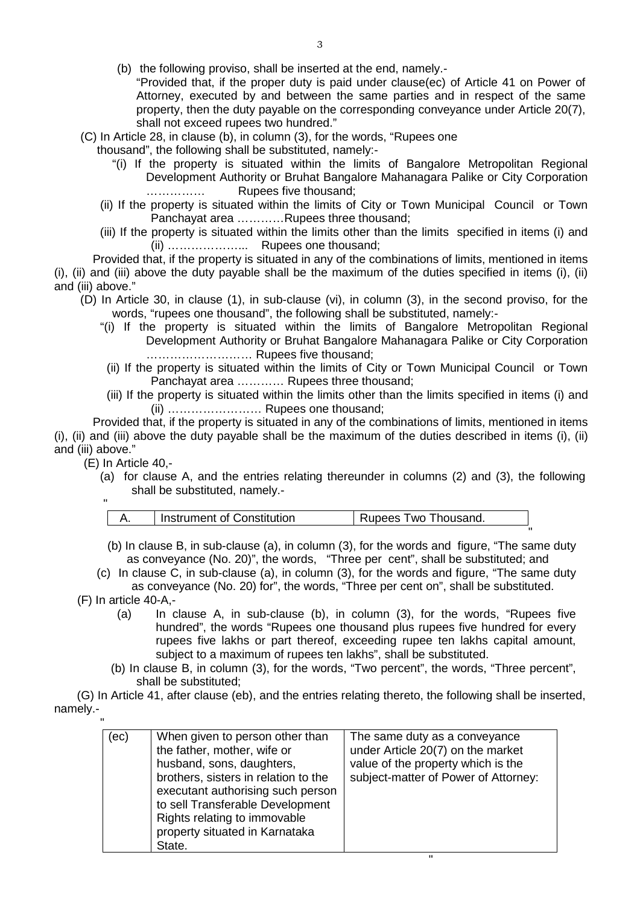(b) the following proviso, shall be inserted at the end, namely.-

"Provided that, if the proper duty is paid under clause(ec) of Article 41 on Power of Attorney, executed by and between the same parties and in respect of the same property, then the duty payable on the corresponding conveyance under Article 20(7), shall not exceed rupees two hundred."

(C) In Article 28, in clause (b), in column (3), for the words, "Rupees one thousand", the following shall be substituted, namely:-

"(i) If the property is situated within the limits of Bangalore Metropolitan Regional Development Authority or Bruhat Bangalore Mahanagara Palike or City Corporation …………… Rupees five thousand;

(ii) If the property is situated within the limits of City or Town Municipal Council or Town Panchayat area …………Rupees three thousand;

(iii) If the property is situated within the limits other than the limits specified in items (i) and (ii) ………………... Rupees one thousand;

Provided that, if the property is situated in any of the combinations of limits, mentioned in items (i), (ii) and (iii) above the duty payable shall be the maximum of the duties specified in items (i), (ii) and (iii) above."

(D) In Article 30, in clause (1), in sub-clause (vi), in column (3), in the second proviso, for the words, "rupees one thousand", the following shall be substituted, namely:-

"(i) If the property is situated within the limits of Bangalore Metropolitan Regional Development Authority or Bruhat Bangalore Mahanagara Palike or City Corporation ……………………… Rupees five thousand;

(ii) If the property is situated within the limits of City or Town Municipal Council or Town Panchayat area ………… Rupees three thousand;

(iii) If the property is situated within the limits other than the limits specified in items (i) and (ii) …………………… Rupees one thousand;

Provided that, if the property is situated in any of the combinations of limits, mentioned in items (i), (ii) and (iii) above the duty payable shall be the maximum of the duties described in items (i), (ii) and (iii) above."

(E) In Article 40,-

(a) for clause A, and the entries relating thereunder in columns (2) and (3), the following shall be substituted, namely.-

"

| | | |
|---|---|---|
| A. | Instrument of Constitution | Rupees Two Thousand. |

"

(b) In clause B, in sub-clause (a), in column (3), for the words and figure, "The same duty as conveyance (No. 20)", the words, "Three per cent", shall be substituted; and

(c) In clause C, in sub-clause (a), in column (3), for the words and figure, "The same duty as conveyance (No. 20) for", the words, "Three per cent on", shall be substituted.

(F) In article 40-A,-

(a) In clause A, in sub-clause (b), in column (3), for the words, "Rupees five hundred", the words "Rupees one thousand plus rupees five hundred for every rupees five lakhs or part thereof, exceeding rupee ten lakhs capital amount, subject to a maximum of rupees ten lakhs", shall be substituted.

(b) In clause B, in column (3), for the words, "Two percent", the words, "Three percent", shall be substituted;

(G) In Article 41, after clause (eb), and the entries relating thereto, the following shall be inserted, namely.-

"

| | | |
|---|---|---|
| (ec) | When given to person other than the father, mother, wife or husband, sons, daughters, brothers, sisters in relation to the executant authorising such person to sell Transferable Development Rights relating to immovable property situated in Karnataka State. | The same duty as a conveyance under Article 20(7) on the market value of the property which is the subject-matter of Power of Attorney: |

"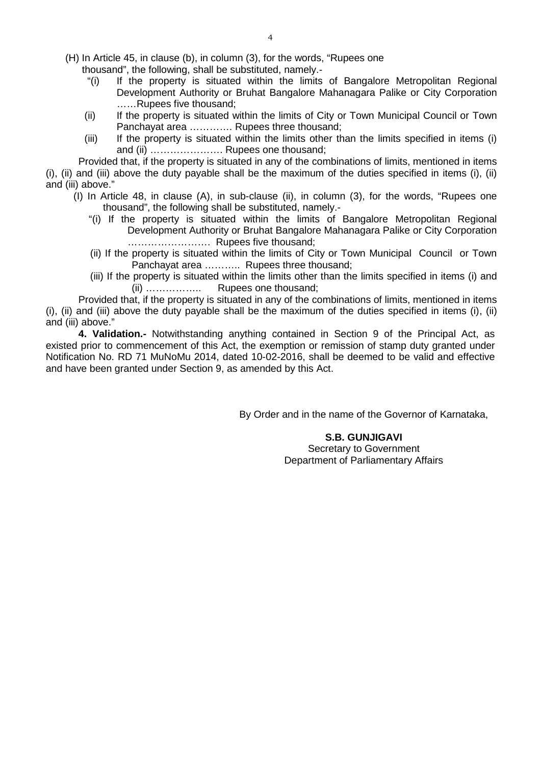(H) In Article 45, in clause (b), in column (3), for the words, "Rupees one thousand", the following, shall be substituted, namely.-

"(i) If the property is situated within the limits of Bangalore Metropolitan Regional Development Authority or Bruhat Bangalore Mahanagara Palike or City Corporation ……Rupees five thousand;

(ii) If the property is situated within the limits of City or Town Municipal Council or Town Panchayat area …………. Rupees three thousand;

(iii) If the property is situated within the limits other than the limits specified in items (i) and (ii) …………………. Rupees one thousand;

Provided that, if the property is situated in any of the combinations of limits, mentioned in items (i), (ii) and (iii) above the duty payable shall be the maximum of the duties specified in items (i), (ii) and (iii) above."

(I) In Article 48, in clause (A), in sub-clause (ii), in column (3), for the words, "Rupees one thousand", the following shall be substituted, namely.-

"(i) If the property is situated within the limits of Bangalore Metropolitan Regional Development Authority or Bruhat Bangalore Mahanagara Palike or City Corporation ……………………. Rupees five thousand;

(ii) If the property is situated within the limits of City or Town Municipal Council or Town Panchayat area ……….. Rupees three thousand;

(iii) If the property is situated within the limits other than the limits specified in items (i) and (ii) …………….. Rupees one thousand;

Provided that, if the property is situated in any of the combinations of limits, mentioned in items (i), (ii) and (iii) above the duty payable shall be the maximum of the duties specified in items (i), (ii) and (iii) above."

**4. Validation.-** Notwithstanding anything contained in Section 9 of the Principal Act, as existed prior to commencement of this Act, the exemption or remission of stamp duty granted under Notification No. RD 71 MuNoMu 2014, dated 10-02-2016, shall be deemed to be valid and effective and have been granted under Section 9, as amended by this Act.

By Order and in the name of the Governor of Karnataka,

**S.B. GUNJIGAVI**
Secretary to Government
Department of Parliamentary Affairs